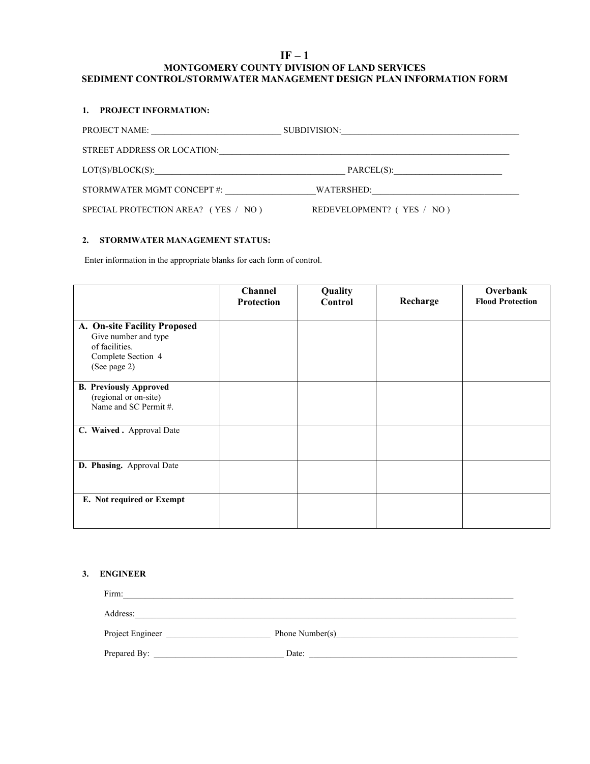# IF – 1

## MONTGOMERY COUNTY DIVISION OF LAND SERVICES
## SEDIMENT CONTROL/STORMWATER MANAGEMENT DESIGN PLAN INFORMATION FORM

### 1. PROJECT INFORMATION:

PROJECT NAME: ______________________________ SUBDIVISION:_________________________________________

STREET ADDRESS OR LOCATION:___________________________________________________________________

LOT(S)/BLOCK(S):____________________________________________ PARCEL(S):_________________________

STORMWATER MGMT CONCEPT #: ____________________WATERSHED:__________________________________

SPECIAL PROTECTION AREA? ( YES / NO ) REDEVELOPMENT? ( YES / NO )

### 2. STORMWATER MANAGEMENT STATUS:

Enter information in the appropriate blanks for each form of control.

| | Channel Protection | Quality Control | Recharge | Overbank Flood Protection |
|---|---|---|---|---|
| **A. On-site Facility Proposed** Give number and type of facilities. Complete Section 4 (See page 2) | | | | |
| **B. Previously Approved** (regional or on-site) Name and SC Permit #. | | | | |
| **C. Waived .** Approval Date | | | | |
| **D. Phasing.** Approval Date | | | | |
| **E. Not required or Exempt** | | | | |

### 3. ENGINEER

Firm:_____________________________________________________________________________________________

Address:__________________________________________________________________________________________

Project Engineer ________________________ Phone Number(s)__________________________________________

Prepared By: ______________________________ Date: ________________________________________________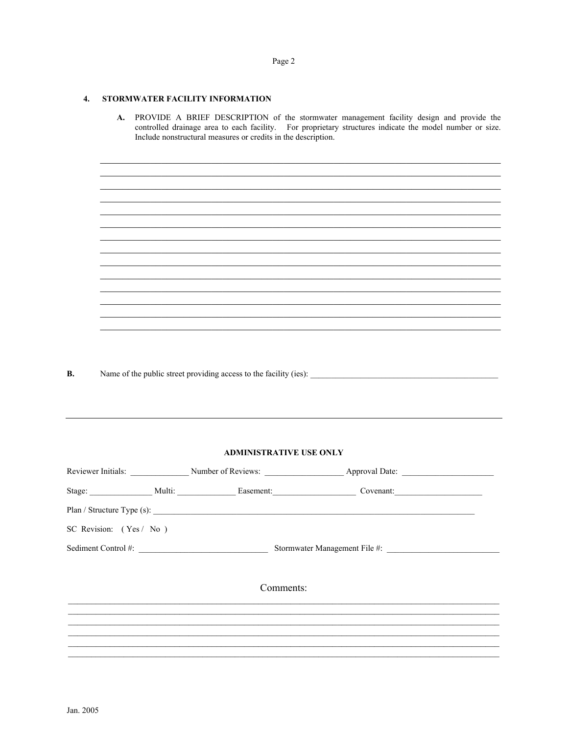## 4. STORMWATER FACILITY INFORMATION

**A.** PROVIDE A BRIEF DESCRIPTION of the stormwater management facility design and provide the controlled drainage area to each facility. For proprietary structures indicate the model number or size. Include nonstructural measures or credits in the description.

______________________________________________________________________________
______________________________________________________________________________
______________________________________________________________________________
______________________________________________________________________________
______________________________________________________________________________
______________________________________________________________________________
______________________________________________________________________________
______________________________________________________________________________
______________________________________________________________________________
______________________________________________________________________________
______________________________________________________________________________
______________________________________________________________________________
______________________________________________________________________________
______________________________________________________________________________

**B.** Name of the public street providing access to the facility (ies): ____________________________________________

---

**ADMINISTRATIVE USE ONLY**

Reviewer Initials: _____________ Number of Reviews: __________________ Approval Date: _____________________

Stage: ______________ Multi: _____________ Easement:___________________ Covenant:____________________

Plan / Structure Type (s): ______________________________________________________________________________

SC Revision: ( Yes / No )

Sediment Control #: ______________________________ Stormwater Management File #: __________________________

Comments:

______________________________________________________________________________
______________________________________________________________________________
______________________________________________________________________________
______________________________________________________________________________
______________________________________________________________________________
______________________________________________________________________________

Jan. 2005